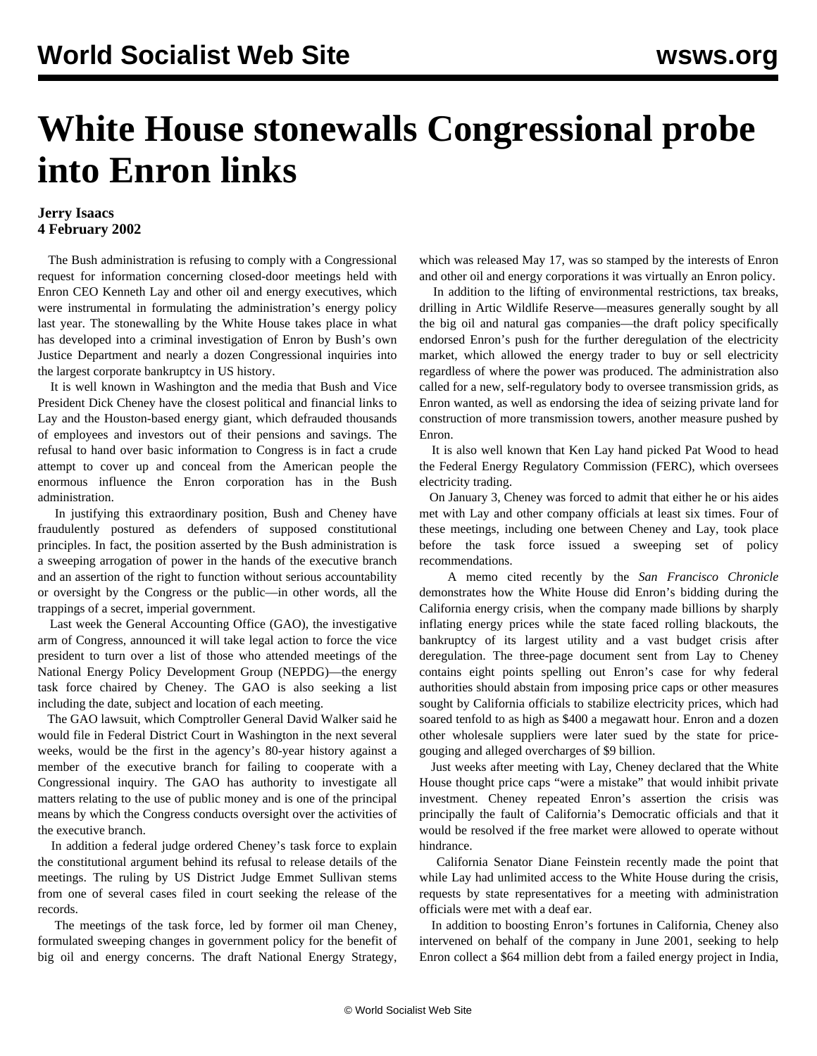# White House stonewalls Congressional probe into Enron links

**Jerry Isaacs**
**4 February 2002**

The Bush administration is refusing to comply with a Congressional request for information concerning closed-door meetings held with Enron CEO Kenneth Lay and other oil and energy executives, which were instrumental in formulating the administration's energy policy last year. The stonewalling by the White House takes place in what has developed into a criminal investigation of Enron by Bush's own Justice Department and nearly a dozen Congressional inquiries into the largest corporate bankruptcy in US history.

It is well known in Washington and the media that Bush and Vice President Dick Cheney have the closest political and financial links to Lay and the Houston-based energy giant, which defrauded thousands of employees and investors out of their pensions and savings. The refusal to hand over basic information to Congress is in fact a crude attempt to cover up and conceal from the American people the enormous influence the Enron corporation has in the Bush administration.

In justifying this extraordinary position, Bush and Cheney have fraudulently postured as defenders of supposed constitutional principles. In fact, the position asserted by the Bush administration is a sweeping arrogation of power in the hands of the executive branch and an assertion of the right to function without serious accountability or oversight by the Congress or the public—in other words, all the trappings of a secret, imperial government.

Last week the General Accounting Office (GAO), the investigative arm of Congress, announced it will take legal action to force the vice president to turn over a list of those who attended meetings of the National Energy Policy Development Group (NEPDG)—the energy task force chaired by Cheney. The GAO is also seeking a list including the date, subject and location of each meeting.

The GAO lawsuit, which Comptroller General David Walker said he would file in Federal District Court in Washington in the next several weeks, would be the first in the agency's 80-year history against a member of the executive branch for failing to cooperate with a Congressional inquiry. The GAO has authority to investigate all matters relating to the use of public money and is one of the principal means by which the Congress conducts oversight over the activities of the executive branch.

In addition a federal judge ordered Cheney's task force to explain the constitutional argument behind its refusal to release details of the meetings. The ruling by US District Judge Emmet Sullivan stems from one of several cases filed in court seeking the release of the records.

The meetings of the task force, led by former oil man Cheney, formulated sweeping changes in government policy for the benefit of big oil and energy concerns. The draft National Energy Strategy, which was released May 17, was so stamped by the interests of Enron and other oil and energy corporations it was virtually an Enron policy.

In addition to the lifting of environmental restrictions, tax breaks, drilling in Artic Wildlife Reserve—measures generally sought by all the big oil and natural gas companies—the draft policy specifically endorsed Enron's push for the further deregulation of the electricity market, which allowed the energy trader to buy or sell electricity regardless of where the power was produced. The administration also called for a new, self-regulatory body to oversee transmission grids, as Enron wanted, as well as endorsing the idea of seizing private land for construction of more transmission towers, another measure pushed by Enron.

It is also well known that Ken Lay hand picked Pat Wood to head the Federal Energy Regulatory Commission (FERC), which oversees electricity trading.

On January 3, Cheney was forced to admit that either he or his aides met with Lay and other company officials at least six times. Four of these meetings, including one between Cheney and Lay, took place before the task force issued a sweeping set of policy recommendations.

A memo cited recently by the *San Francisco Chronicle* demonstrates how the White House did Enron's bidding during the California energy crisis, when the company made billions by sharply inflating energy prices while the state faced rolling blackouts, the bankruptcy of its largest utility and a vast budget crisis after deregulation. The three-page document sent from Lay to Cheney contains eight points spelling out Enron's case for why federal authorities should abstain from imposing price caps or other measures sought by California officials to stabilize electricity prices, which had soared tenfold to as high as $400 a megawatt hour. Enron and a dozen other wholesale suppliers were later sued by the state for price-gouging and alleged overcharges of $9 billion.

Just weeks after meeting with Lay, Cheney declared that the White House thought price caps "were a mistake" that would inhibit private investment. Cheney repeated Enron's assertion the crisis was principally the fault of California's Democratic officials and that it would be resolved if the free market were allowed to operate without hindrance.

California Senator Diane Feinstein recently made the point that while Lay had unlimited access to the White House during the crisis, requests by state representatives for a meeting with administration officials were met with a deaf ear.

In addition to boosting Enron's fortunes in California, Cheney also intervened on behalf of the company in June 2001, seeking to help Enron collect a $64 million debt from a failed energy project in India,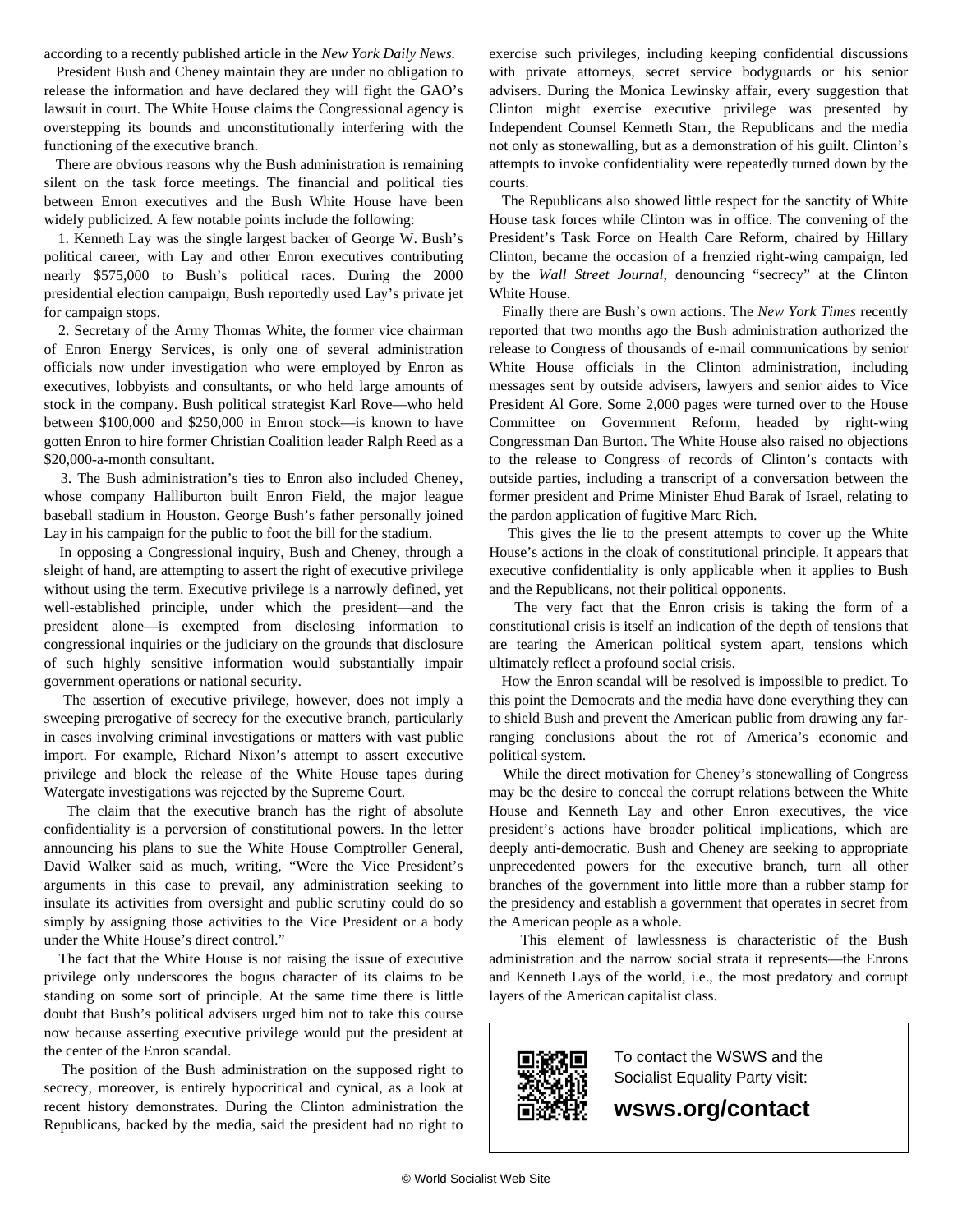according to a recently published article in the *New York Daily News.*

President Bush and Cheney maintain they are under no obligation to release the information and have declared they will fight the GAO's lawsuit in court. The White House claims the Congressional agency is overstepping its bounds and unconstitutionally interfering with the functioning of the executive branch.

There are obvious reasons why the Bush administration is remaining silent on the task force meetings. The financial and political ties between Enron executives and the Bush White House have been widely publicized. A few notable points include the following:

1. Kenneth Lay was the single largest backer of George W. Bush's political career, with Lay and other Enron executives contributing nearly $575,000 to Bush's political races. During the 2000 presidential election campaign, Bush reportedly used Lay's private jet for campaign stops.

2. Secretary of the Army Thomas White, the former vice chairman of Enron Energy Services, is only one of several administration officials now under investigation who were employed by Enron as executives, lobbyists and consultants, or who held large amounts of stock in the company. Bush political strategist Karl Rove—who held between $100,000 and $250,000 in Enron stock—is known to have gotten Enron to hire former Christian Coalition leader Ralph Reed as a $20,000-a-month consultant.

3. The Bush administration's ties to Enron also included Cheney, whose company Halliburton built Enron Field, the major league baseball stadium in Houston. George Bush's father personally joined Lay in his campaign for the public to foot the bill for the stadium.

In opposing a Congressional inquiry, Bush and Cheney, through a sleight of hand, are attempting to assert the right of executive privilege without using the term. Executive privilege is a narrowly defined, yet well-established principle, under which the president—and the president alone—is exempted from disclosing information to congressional inquiries or the judiciary on the grounds that disclosure of such highly sensitive information would substantially impair government operations or national security.

The assertion of executive privilege, however, does not imply a sweeping prerogative of secrecy for the executive branch, particularly in cases involving criminal investigations or matters with vast public import. For example, Richard Nixon's attempt to assert executive privilege and block the release of the White House tapes during Watergate investigations was rejected by the Supreme Court.

The claim that the executive branch has the right of absolute confidentiality is a perversion of constitutional powers. In the letter announcing his plans to sue the White House Comptroller General, David Walker said as much, writing, "Were the Vice President's arguments in this case to prevail, any administration seeking to insulate its activities from oversight and public scrutiny could do so simply by assigning those activities to the Vice President or a body under the White House's direct control."

The fact that the White House is not raising the issue of executive privilege only underscores the bogus character of its claims to be standing on some sort of principle. At the same time there is little doubt that Bush's political advisers urged him not to take this course now because asserting executive privilege would put the president at the center of the Enron scandal.

The position of the Bush administration on the supposed right to secrecy, moreover, is entirely hypocritical and cynical, as a look at recent history demonstrates. During the Clinton administration the Republicans, backed by the media, said the president had no right to exercise such privileges, including keeping confidential discussions with private attorneys, secret service bodyguards or his senior advisers. During the Monica Lewinsky affair, every suggestion that Clinton might exercise executive privilege was presented by Independent Counsel Kenneth Starr, the Republicans and the media not only as stonewalling, but as a demonstration of his guilt. Clinton's attempts to invoke confidentiality were repeatedly turned down by the courts.

The Republicans also showed little respect for the sanctity of White House task forces while Clinton was in office. The convening of the President's Task Force on Health Care Reform, chaired by Hillary Clinton, became the occasion of a frenzied right-wing campaign, led by the *Wall Street Journal*, denouncing "secrecy" at the Clinton White House.

Finally there are Bush's own actions. The *New York Times* recently reported that two months ago the Bush administration authorized the release to Congress of thousands of e-mail communications by senior White House officials in the Clinton administration, including messages sent by outside advisers, lawyers and senior aides to Vice President Al Gore. Some 2,000 pages were turned over to the House Committee on Government Reform, headed by right-wing Congressman Dan Burton. The White House also raised no objections to the release to Congress of records of Clinton's contacts with outside parties, including a transcript of a conversation between the former president and Prime Minister Ehud Barak of Israel, relating to the pardon application of fugitive Marc Rich.

This gives the lie to the present attempts to cover up the White House's actions in the cloak of constitutional principle. It appears that executive confidentiality is only applicable when it applies to Bush and the Republicans, not their political opponents.

The very fact that the Enron crisis is taking the form of a constitutional crisis is itself an indication of the depth of tensions that are tearing the American political system apart, tensions which ultimately reflect a profound social crisis.

How the Enron scandal will be resolved is impossible to predict. To this point the Democrats and the media have done everything they can to shield Bush and prevent the American public from drawing any far-ranging conclusions about the rot of America's economic and political system.

While the direct motivation for Cheney's stonewalling of Congress may be the desire to conceal the corrupt relations between the White House and Kenneth Lay and other Enron executives, the vice president's actions have broader political implications, which are deeply anti-democratic. Bush and Cheney are seeking to appropriate unprecedented powers for the executive branch, turn all other branches of the government into little more than a rubber stamp for the presidency and establish a government that operates in secret from the American people as a whole.

This element of lawlessness is characteristic of the Bush administration and the narrow social strata it represents—the Enrons and Kenneth Lays of the world, i.e., the most predatory and corrupt layers of the American capitalist class.

To contact the WSWS and the Socialist Equality Party visit:

**wsws.org/contact**